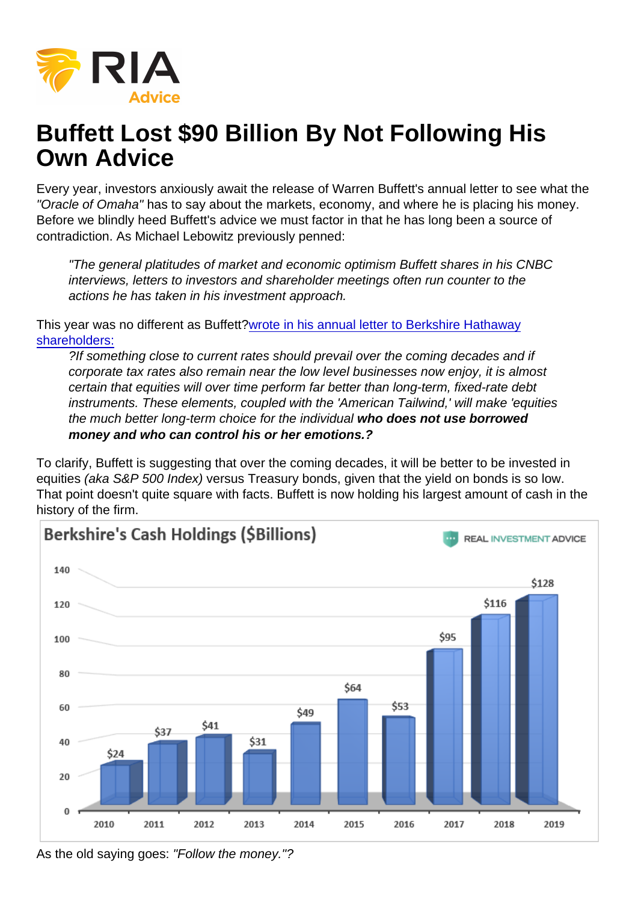# Buffett Lost $90 Billion By Not Following His Own Advice

Every year, investors anxiously await the release of Warren Buffett's annual letter to see what the *"Oracle of Omaha"* has to say about the markets, economy, and where he is placing his money. Before we blindly heed Buffett's advice we must factor in that he has long been a source of contradiction. As Michael Lebowitz previously penned:

> *"The general platitudes of market and economic optimism Buffett shares in his CNBC interviews, letters to investors and shareholder meetings often run counter to the actions he has taken in his investment approach.*

This year was no different as Buffett?[wrote in his annual letter to Berkshire Hathaway shareholders:](#)

> *?If something close to current rates should prevail over the coming decades and if corporate tax rates also remain near the low level businesses now enjoy, it is almost certain that equities will over time perform far better than long-term, fixed-rate debt instruments. These elements, coupled with the 'American Tailwind,' will make 'equities the much better long-term choice for the individual* ***who does not use borrowed money and who can control his or her emotions.?***

To clarify, Buffett is suggesting that over the coming decades, it will be better to be invested in equities *(aka S&P 500 Index)* versus Treasury bonds, given that the yield on bonds is so low. That point doesn't quite square with facts. Buffett is now holding his largest amount of cash in the history of the firm.

**Berkshire's Cash Holdings ($Billions)**

| Year | Cash Holdings |
| --- | --- |
| 2010 | $24 |
| 2011 | $37 |
| 2012 | $41 |
| 2013 | $31 |
| 2014 | $49 |
| 2015 | $64 |
| 2016 | $53 |
| 2017 | $95 |
| 2018 | $116 |
| 2019 | $128 |

As the old saying goes: *"Follow the money."?*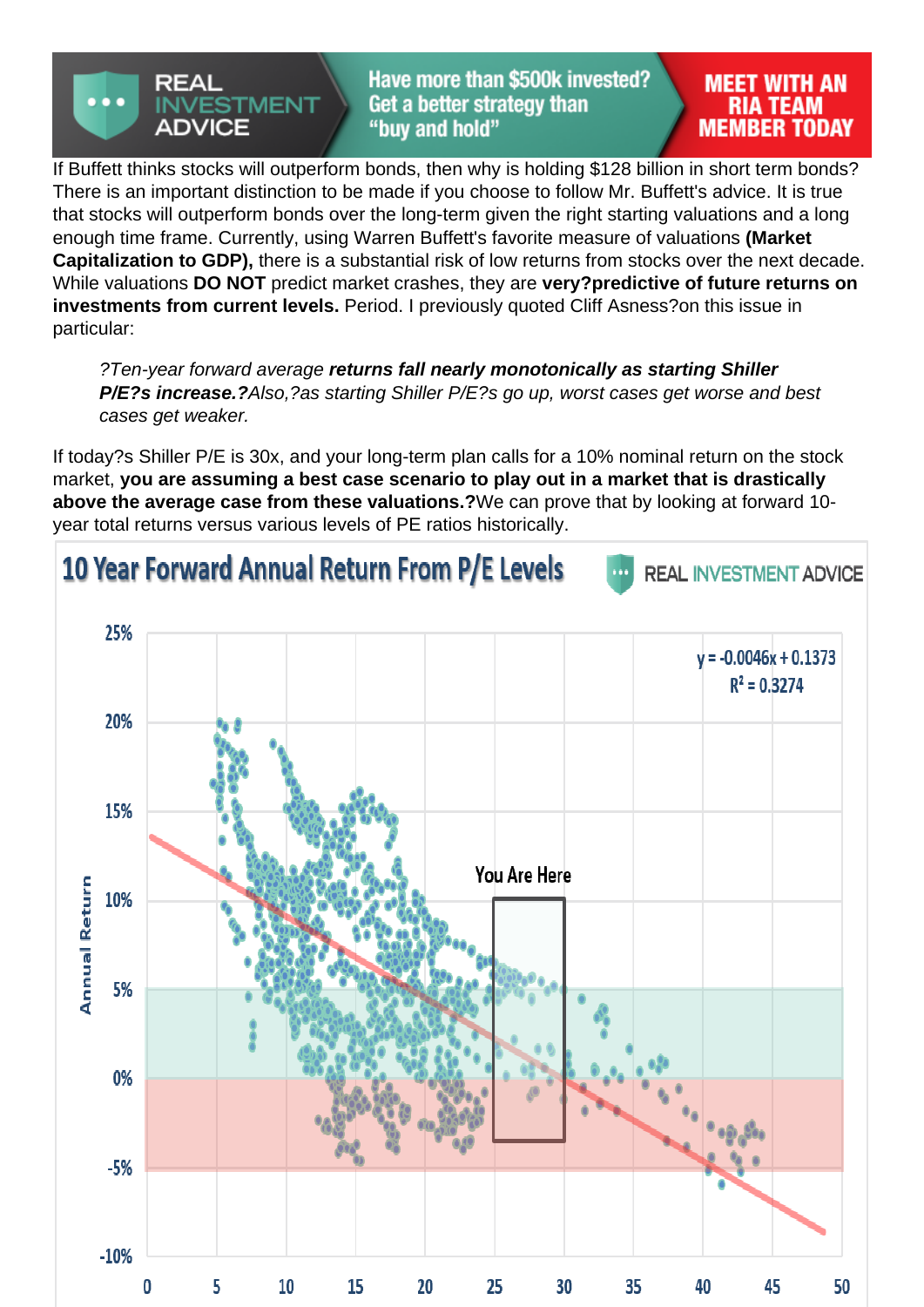If Buffett thinks stocks will outperform bonds, then why is holding $128 billion in short term bonds? There is an important distinction to be made if you choose to follow Mr. Buffett's advice. It is true that stocks will outperform bonds over the long-term given the right starting valuations and a long enough time frame. Currently, using Warren Buffett's favorite measure of valuations **(Market Capitalization to GDP),** there is a substantial risk of low returns from stocks over the next decade. While valuations **DO NOT** predict market crashes, they are **very?predictive of future returns on investments from current levels.** Period. I previously quoted Cliff Asness?on this issue in particular:

> *?Ten-year forward average **returns fall nearly monotonically as starting Shiller P/E?s increase.?**Also,?as starting Shiller P/E?s go up, worst cases get worse and best cases get weaker.*

If today?s Shiller P/E is 30x, and your long-term plan calls for a 10% nominal return on the stock market, **you are assuming a best case scenario to play out in a market that is drastically above the average case from these valuations.?**We can prove that by looking at forward 10-year total returns versus various levels of PE ratios historically.

**10 Year Forward Annual Return From P/E Levels**

REAL INVESTMENT ADVICE

$y = -0.0046x + 0.1373$
$R^2 = 0.3274$

You Are Here

Annual Return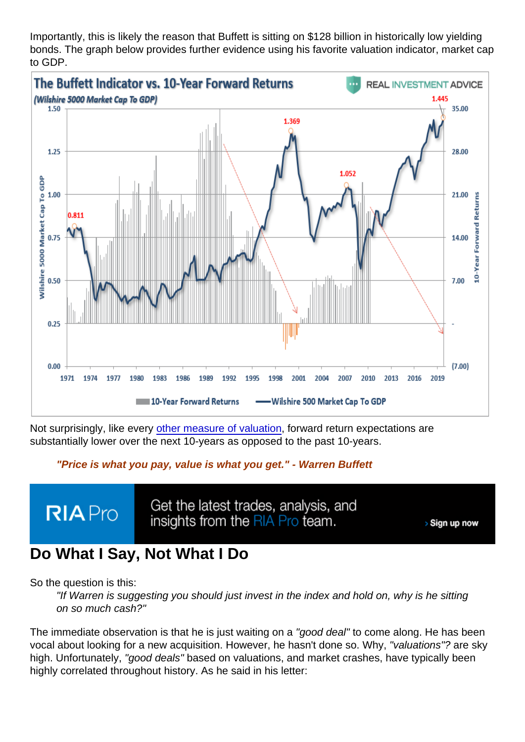Importantly, this is likely the reason that Buffett is sitting on $128 billion in historically low yielding bonds. The graph below provides further evidence using his favorite valuation indicator, market cap to GDP.

Not surprisingly, like every other measure of valuation, forward return expectations are substantially lower over the next 10-years as opposed to the past 10-years.

> ***"Price is what you pay, value is what you get." - Warren Buffett***

RIA Pro — Get the latest trades, analysis, and insights from the RIA Pro team. › Sign up now

## Do What I Say, Not What I Do

So the question is this:

> *"If Warren is suggesting you should just invest in the index and hold on, why is he sitting on so much cash?"*

The immediate observation is that he is just waiting on a *"good deal"* to come along. He has been vocal about looking for a new acquisition. However, he hasn't done so. Why, *"valuations"?* are sky high. Unfortunately, *"good deals"* based on valuations, and market crashes, have typically been highly correlated throughout history. As he said in his letter: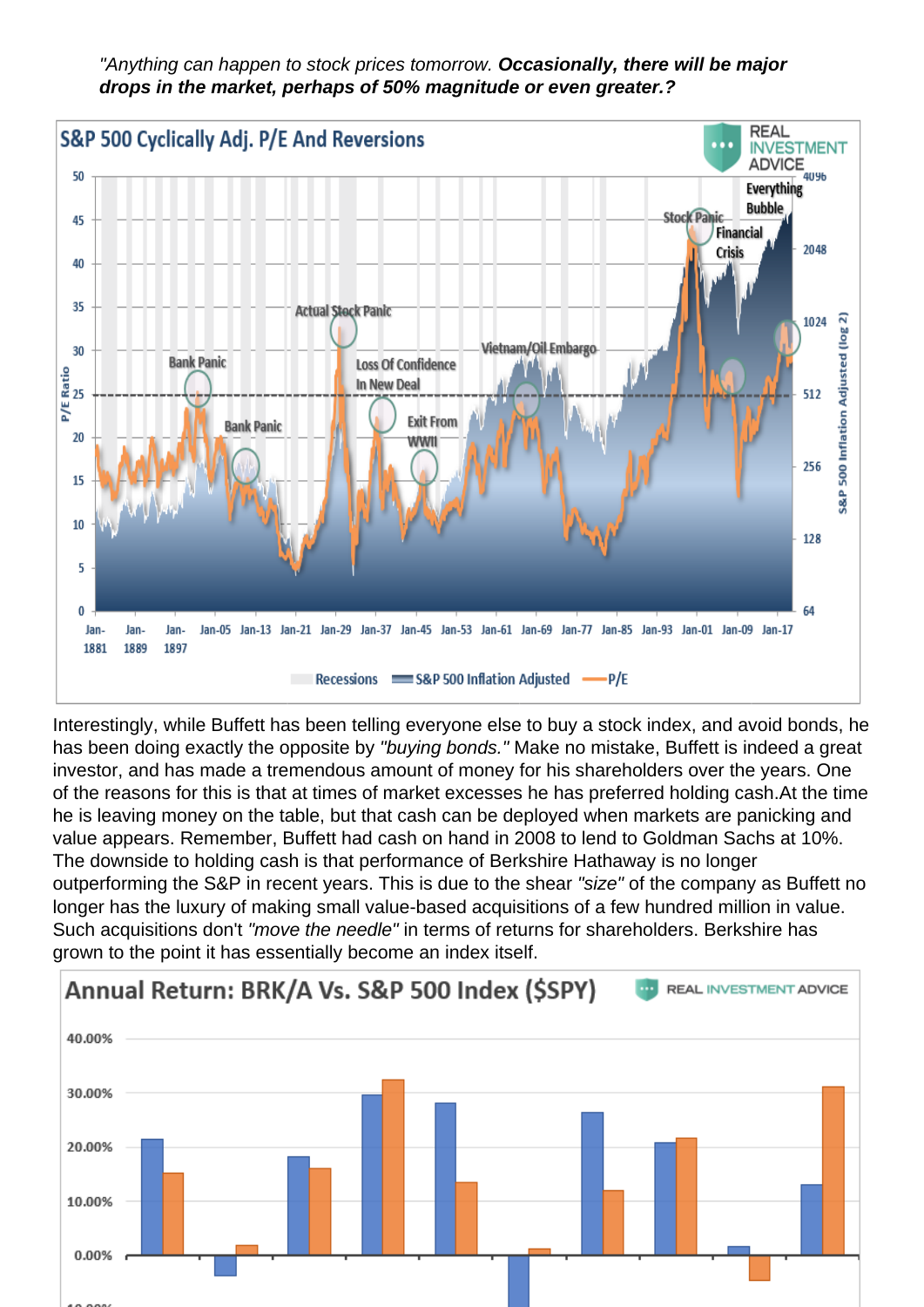*"Anything can happen to stock prices tomorrow.* ***Occasionally, there will be major drops in the market, perhaps of 50% magnitude or even greater.?***

Interestingly, while Buffett has been telling everyone else to buy a stock index, and avoid bonds, he has been doing exactly the opposite by *"buying bonds."* Make no mistake, Buffett is indeed a great investor, and has made a tremendous amount of money for his shareholders over the years. One of the reasons for this is that at times of market excesses he has preferred holding cash.At the time he is leaving money on the table, but that cash can be deployed when markets are panicking and value appears. Remember, Buffett had cash on hand in 2008 to lend to Goldman Sachs at 10%. The downside to holding cash is that performance of Berkshire Hathaway is no longer outperforming the S&P in recent years. This is due to the shear *"size"* of the company as Buffett no longer has the luxury of making small value-based acquisitions of a few hundred million in value. Such acquisitions don't *"move the needle"* in terms of returns for shareholders. Berkshire has grown to the point it has essentially become an index itself.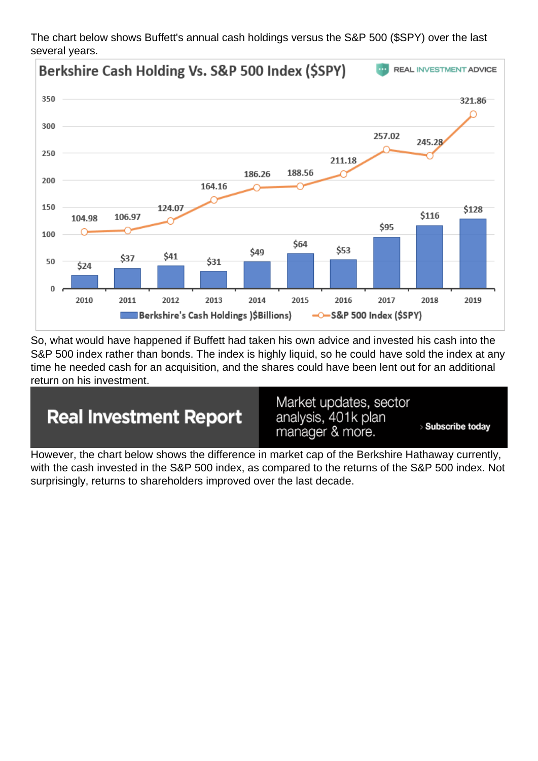The chart below shows Buffett's annual cash holdings versus the S&P 500 ($SPY) over the last several years.

**Berkshire Cash Holding Vs. S&P 500 Index ($SPY)**

| Year | Berkshire's Cash Holdings ($Billions) | S&P 500 Index ($SPY) |
|---|---|---|
| 2010 | $24 | 104.98 |
| 2011 | $37 | 106.97 |
| 2012 | $41 | 124.07 |
| 2013 | $31 | 164.16 |
| 2014 | $49 | 186.26 |
| 2015 | $64 | 188.56 |
| 2016 | $53 | 211.18 |
| 2017 | $95 | 257.02 |
| 2018 | $116 | 245.28 |
| 2019 | $128 | 321.86 |

So, what would have happened if Buffett had taken his own advice and invested his cash into the S&P 500 index rather than bonds. The index is highly liquid, so he could have sold the index at any time he needed cash for an acquisition, and the shares could have been lent out for an additional return on his investment.

**Real Investment Report** — Market updates, sector analysis, 401k plan manager & more. › Subscribe today

However, the chart below shows the difference in market cap of the Berkshire Hathaway currently, with the cash invested in the S&P 500 index, as compared to the returns of the S&P 500 index. Not surprisingly, returns to shareholders improved over the last decade.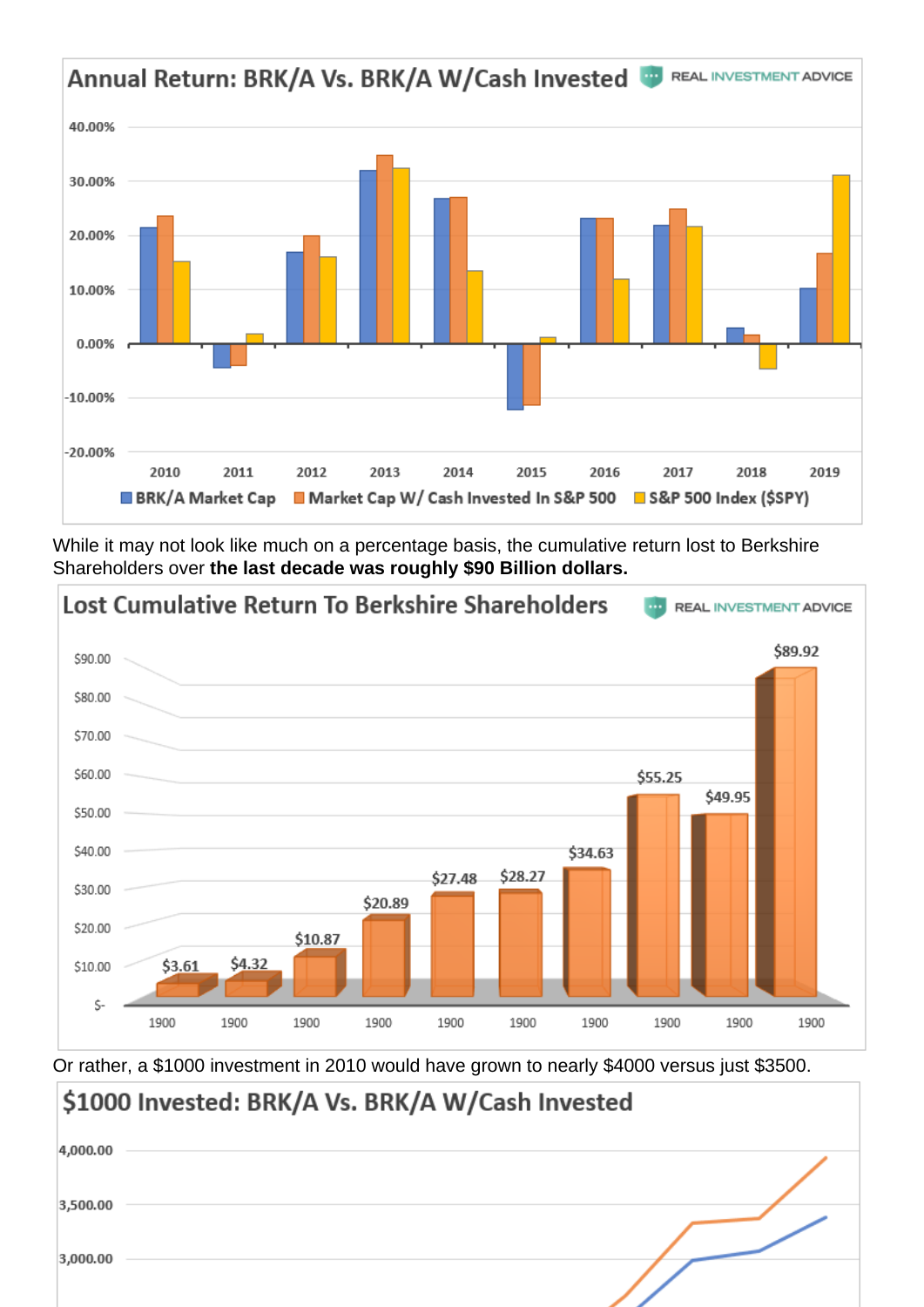While it may not look like much on a percentage basis, the cumulative return lost to Berkshire Shareholders over **the last decade was roughly $90 Billion dollars.**

Or rather, a $1000 investment in 2010 would have grown to nearly $4000 versus just $3500.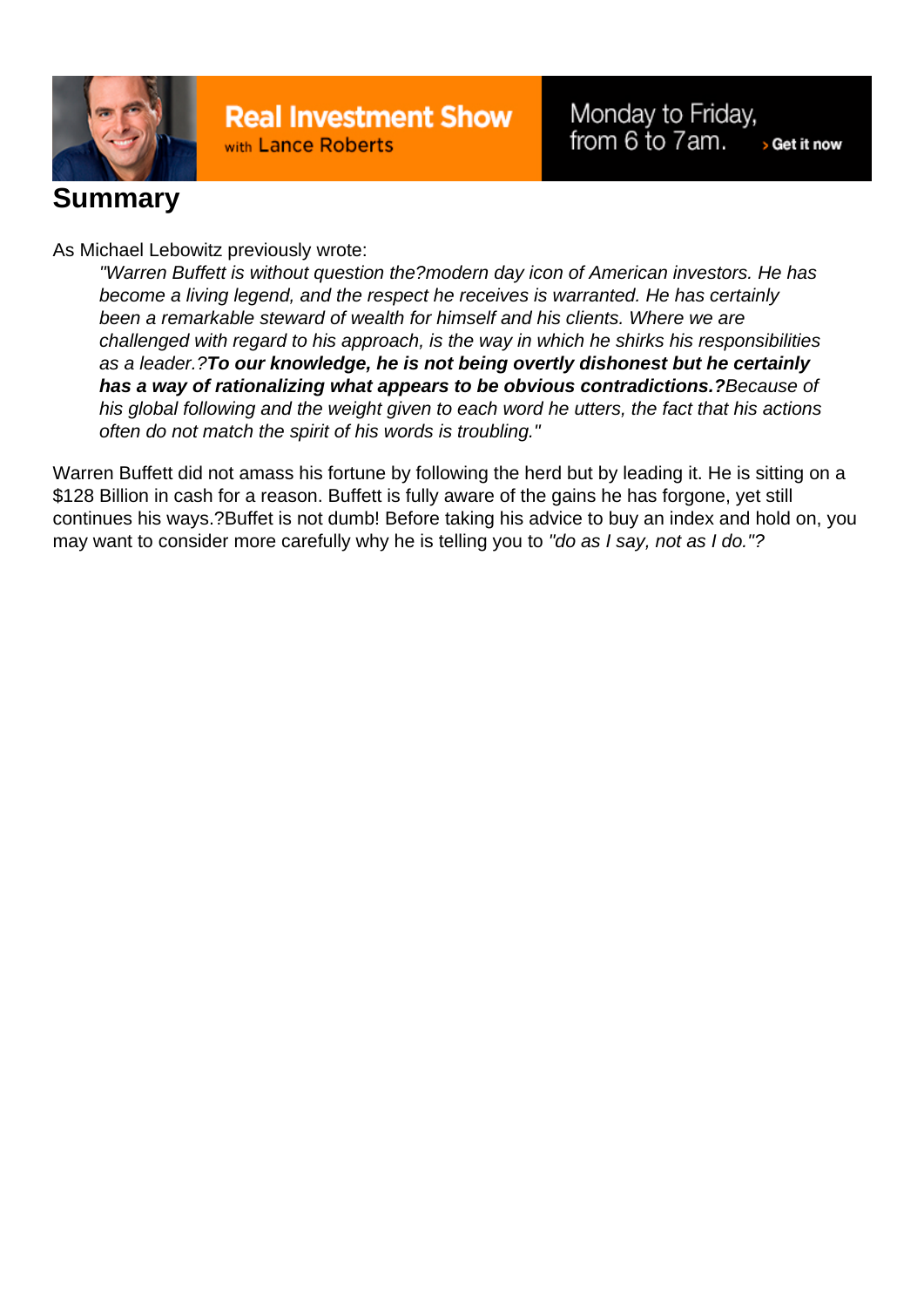## Summary

As Michael Lebowitz previously wrote:

> *"Warren Buffett is without question the?modern day icon of American investors. He has become a living legend, and the respect he receives is warranted. He has certainly been a remarkable steward of wealth for himself and his clients. Where we are challenged with regard to his approach, is the way in which he shirks his responsibilities as a leader.?**To our knowledge, he is not being overtly dishonest but he certainly has a way of rationalizing what appears to be obvious contradictions.?**Because of his global following and the weight given to each word he utters, the fact that his actions often do not match the spirit of his words is troubling."*

Warren Buffett did not amass his fortune by following the herd but by leading it. He is sitting on a $128 Billion in cash for a reason. Buffett is fully aware of the gains he has forgone, yet still continues his ways.?Buffet is not dumb! Before taking his advice to buy an index and hold on, you may want to consider more carefully why he is telling you to *"do as I say, not as I do."*?